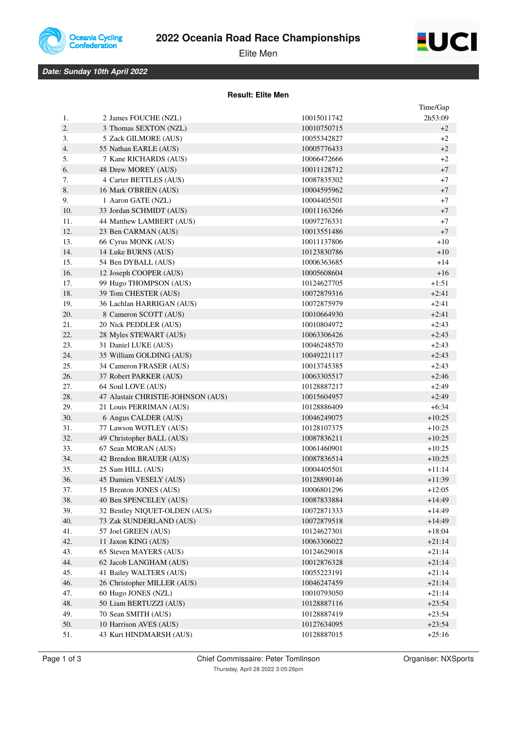# 2022 Oceania Road Race Championships

Elite Men

***Date: Sunday 10th April 2022***

**Result: Elite Men**

| | | | Time/Gap |
|---|---|---|---|
| 1. | 2 James FOUCHE (NZL) | 10015011742 | 2h53:09 |
| 2. | 3 Thomas SEXTON (NZL) | 10010750715 | +2 |
| 3. | 5 Zack GILMORE (AUS) | 10055342827 | +2 |
| 4. | 55 Nathan EARLE (AUS) | 10005776433 | +2 |
| 5. | 7 Kane RICHARDS (AUS) | 10066472666 | +2 |
| 6. | 48 Drew MOREY (AUS) | 10011128712 | +7 |
| 7. | 4 Carter BETTLES (AUS) | 10087835302 | +7 |
| 8. | 16 Mark O'BRIEN (AUS) | 10004595962 | +7 |
| 9. | 1 Aaron GATE (NZL) | 10004405501 | +7 |
| 10. | 33 Jordan SCHMIDT (AUS) | 10011163266 | +7 |
| 11. | 44 Matthew LAMBERT (AUS) | 10097276331 | +7 |
| 12. | 23 Ben CARMAN (AUS) | 10013551486 | +7 |
| 13. | 66 Cyrus MONK (AUS) | 10011137806 | +10 |
| 14. | 14 Luke BURNS (AUS) | 10123830786 | +10 |
| 15. | 54 Ben DYBALL (AUS) | 10006363685 | +14 |
| 16. | 12 Joseph COOPER (AUS) | 10005608604 | +16 |
| 17. | 99 Hugo THOMPSON (AUS) | 10124627705 | +1:51 |
| 18. | 39 Tom CHESTER (AUS) | 10072879316 | +2:41 |
| 19. | 36 Lachlan HARRIGAN (AUS) | 10072875979 | +2:41 |
| 20. | 8 Cameron SCOTT (AUS) | 10010664930 | +2:41 |
| 21. | 20 Nick PEDDLER (AUS) | 10010804972 | +2:43 |
| 22. | 28 Myles STEWART (AUS) | 10063306426 | +2:43 |
| 23. | 31 Daniel LUKE (AUS) | 10046248570 | +2:43 |
| 24. | 35 William GOLDING (AUS) | 10049221117 | +2:43 |
| 25. | 34 Cameron FRASER (AUS) | 10013745385 | +2:43 |
| 26. | 37 Robert PARKER (AUS) | 10063305517 | +2:46 |
| 27. | 64 Soul LOVE (AUS) | 10128887217 | +2:49 |
| 28. | 47 Alastair CHRISTIE-JOHNSON (AUS) | 10015604957 | +2:49 |
| 29. | 21 Louis PERRIMAN (AUS) | 10128886409 | +6:34 |
| 30. | 6 Angus CALDER (AUS) | 10046249075 | +10:25 |
| 31. | 77 Lawson WOTLEY (AUS) | 10128107375 | +10:25 |
| 32. | 49 Christopher BALL (AUS) | 10087836211 | +10:25 |
| 33. | 67 Sean MORAN (AUS) | 10061460901 | +10:25 |
| 34. | 42 Brendon BRAUER (AUS) | 10087836514 | +10:25 |
| 35. | 25 Sam HILL (AUS) | 10004405501 | +11:14 |
| 36. | 45 Damien VESELY (AUS) | 10128890146 | +11:39 |
| 37. | 15 Brenton JONES (AUS) | 10006801296 | +12:05 |
| 38. | 40 Ben SPENCELEY (AUS) | 10087833884 | +14:49 |
| 39. | 32 Bentley NIQUET-OLDEN (AUS) | 10072871333 | +14:49 |
| 40. | 73 Zak SUNDERLAND (AUS) | 10072879518 | +14:49 |
| 41. | 57 Joel GREEN (AUS) | 10124627301 | +18:04 |
| 42. | 11 Jaxon KING (AUS) | 10063306022 | +21:14 |
| 43. | 65 Steven MAYERS (AUS) | 10124629018 | +21:14 |
| 44. | 62 Jacob LANGHAM (AUS) | 10012876328 | +21:14 |
| 45. | 41 Bailey WALTERS (AUS) | 10055223191 | +21:14 |
| 46. | 26 Christopher MILLER (AUS) | 10046247459 | +21:14 |
| 47. | 60 Hugo JONES (NZL) | 10010793050 | +21:14 |
| 48. | 50 Liam BERTUZZI (AUS) | 10128887116 | +23:54 |
| 49. | 70 Sean SMITH (AUS) | 10128887419 | +23:54 |
| 50. | 10 Harrison AVES (AUS) | 10127634095 | +23:54 |
| 51. | 43 Kurt HINDMARSH (AUS) | 10128887015 | +25:16 |

Chief Commissaire: Peter Tomlinson

Organiser: NXSports

Thursday, April 28 2022 3:05:26pm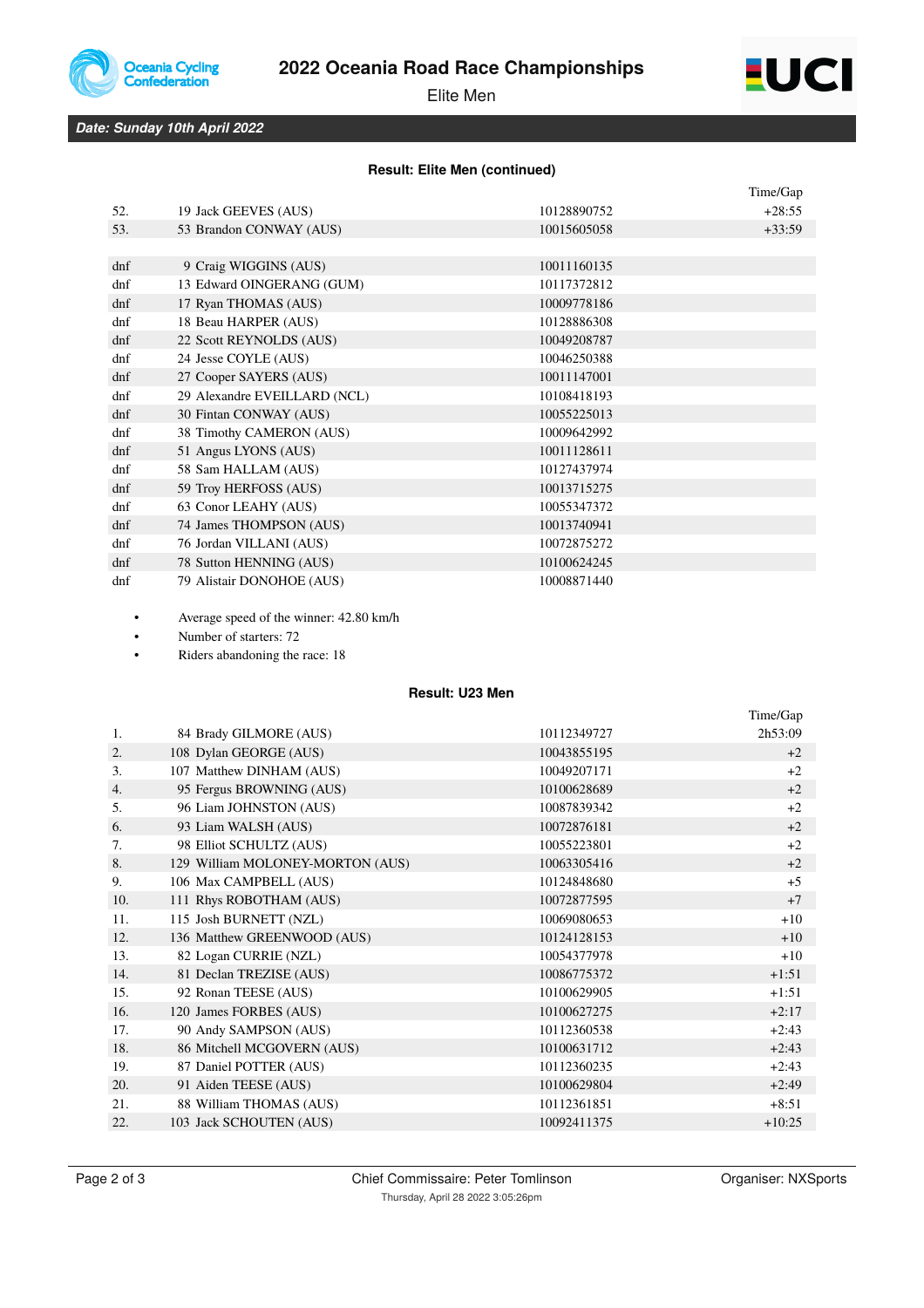# 2022 Oceania Road Race Championships

Elite Men

***Date: Sunday 10th April 2022***

### Result: Elite Men (continued)

| | | | Time/Gap |
|---|---|---|---|
| 52. | 19 Jack GEEVES (AUS) | 10128890752 | +28:55 |
| 53. | 53 Brandon CONWAY (AUS) | 10015605058 | +33:59 |
| | | | |
| dnf | 9 Craig WIGGINS (AUS) | 10011160135 | |
| dnf | 13 Edward OINGERANG (GUM) | 10117372812 | |
| dnf | 17 Ryan THOMAS (AUS) | 10009778186 | |
| dnf | 18 Beau HARPER (AUS) | 10128886308 | |
| dnf | 22 Scott REYNOLDS (AUS) | 10049208787 | |
| dnf | 24 Jesse COYLE (AUS) | 10046250388 | |
| dnf | 27 Cooper SAYERS (AUS) | 10011147001 | |
| dnf | 29 Alexandre EVEILLARD (NCL) | 10108418193 | |
| dnf | 30 Fintan CONWAY (AUS) | 10055225013 | |
| dnf | 38 Timothy CAMERON (AUS) | 10009642992 | |
| dnf | 51 Angus LYONS (AUS) | 10011128611 | |
| dnf | 58 Sam HALLAM (AUS) | 10127437974 | |
| dnf | 59 Troy HERFOSS (AUS) | 10013715275 | |
| dnf | 63 Conor LEAHY (AUS) | 10055347372 | |
| dnf | 74 James THOMPSON (AUS) | 10013740941 | |
| dnf | 76 Jordan VILLANI (AUS) | 10072875272 | |
| dnf | 78 Sutton HENNING (AUS) | 10100624245 | |
| dnf | 79 Alistair DONOHOE (AUS) | 10008871440 | |

- Average speed of the winner: 42.80 km/h
- Number of starters: 72
- Riders abandoning the race: 18

### Result: U23 Men

| | | | Time/Gap |
|---|---|---|---|
| 1. | 84 Brady GILMORE (AUS) | 10112349727 | 2h53:09 |
| 2. | 108 Dylan GEORGE (AUS) | 10043855195 | +2 |
| 3. | 107 Matthew DINHAM (AUS) | 10049207171 | +2 |
| 4. | 95 Fergus BROWNING (AUS) | 10100628689 | +2 |
| 5. | 96 Liam JOHNSTON (AUS) | 10087839342 | +2 |
| 6. | 93 Liam WALSH (AUS) | 10072876181 | +2 |
| 7. | 98 Elliot SCHULTZ (AUS) | 10055223801 | +2 |
| 8. | 129 William MOLONEY-MORTON (AUS) | 10063305416 | +2 |
| 9. | 106 Max CAMPBELL (AUS) | 10124848680 | +5 |
| 10. | 111 Rhys ROBOTHAM (AUS) | 10072877595 | +7 |
| 11. | 115 Josh BURNETT (NZL) | 10069080653 | +10 |
| 12. | 136 Matthew GREENWOOD (AUS) | 10124128153 | +10 |
| 13. | 82 Logan CURRIE (NZL) | 10054377978 | +10 |
| 14. | 81 Declan TREZISE (AUS) | 10086775372 | +1:51 |
| 15. | 92 Ronan TEESE (AUS) | 10100629905 | +1:51 |
| 16. | 120 James FORBES (AUS) | 10100627275 | +2:17 |
| 17. | 90 Andy SAMPSON (AUS) | 10112360538 | +2:43 |
| 18. | 86 Mitchell MCGOVERN (AUS) | 10100631712 | +2:43 |
| 19. | 87 Daniel POTTER (AUS) | 10112360235 | +2:43 |
| 20. | 91 Aiden TEESE (AUS) | 10100629804 | +2:49 |
| 21. | 88 William THOMAS (AUS) | 10112361851 | +8:51 |
| 22. | 103 Jack SCHOUTEN (AUS) | 10092411375 | +10:25 |

Chief Commissaire: Peter Tomlinson

Organiser: NXSports

Thursday, April 28 2022 3:05:26pm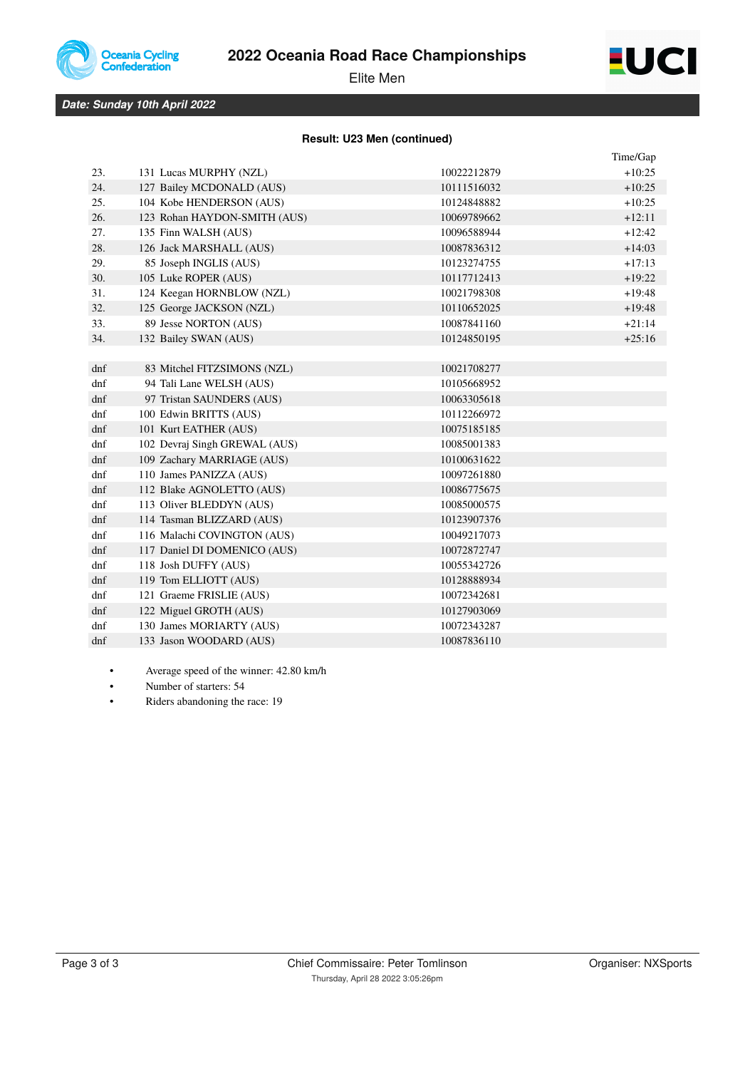# 2022 Oceania Road Race Championships

Elite Men

***Date: Sunday 10th April 2022***

**Result: U23 Men (continued)**

| | | | | Time/Gap |
|---|---|---|---|---|
| 23. | 131 | Lucas MURPHY (NZL) | 10022212879 | +10:25 |
| 24. | 127 | Bailey MCDONALD (AUS) | 10111516032 | +10:25 |
| 25. | 104 | Kobe HENDERSON (AUS) | 10124848882 | +10:25 |
| 26. | 123 | Rohan HAYDON-SMITH (AUS) | 10069789662 | +12:11 |
| 27. | 135 | Finn WALSH (AUS) | 10096588944 | +12:42 |
| 28. | 126 | Jack MARSHALL (AUS) | 10087836312 | +14:03 |
| 29. | 85 | Joseph INGLIS (AUS) | 10123274755 | +17:13 |
| 30. | 105 | Luke ROPER (AUS) | 10117712413 | +19:22 |
| 31. | 124 | Keegan HORNBLOW (NZL) | 10021798308 | +19:48 |
| 32. | 125 | George JACKSON (NZL) | 10110652025 | +19:48 |
| 33. | 89 | Jesse NORTON (AUS) | 10087841160 | +21:14 |
| 34. | 132 | Bailey SWAN (AUS) | 10124850195 | +25:16 |
| dnf | 83 | Mitchel FITZSIMONS (NZL) | 10021708277 | |
| dnf | 94 | Tali Lane WELSH (AUS) | 10105668952 | |
| dnf | 97 | Tristan SAUNDERS (AUS) | 10063305618 | |
| dnf | 100 | Edwin BRITTS (AUS) | 10112266972 | |
| dnf | 101 | Kurt EATHER (AUS) | 10075185185 | |
| dnf | 102 | Devraj Singh GREWAL (AUS) | 10085001383 | |
| dnf | 109 | Zachary MARRIAGE (AUS) | 10100631622 | |
| dnf | 110 | James PANIZZA (AUS) | 10097261880 | |
| dnf | 112 | Blake AGNOLETTO (AUS) | 10086775675 | |
| dnf | 113 | Oliver BLEDDYN (AUS) | 10085000575 | |
| dnf | 114 | Tasman BLIZZARD (AUS) | 10123907376 | |
| dnf | 116 | Malachi COVINGTON (AUS) | 10049217073 | |
| dnf | 117 | Daniel DI DOMENICO (AUS) | 10072872747 | |
| dnf | 118 | Josh DUFFY (AUS) | 10055342726 | |
| dnf | 119 | Tom ELLIOTT (AUS) | 10128888934 | |
| dnf | 121 | Graeme FRISLIE (AUS) | 10072342681 | |
| dnf | 122 | Miguel GROTH (AUS) | 10127903069 | |
| dnf | 130 | James MORIARTY (AUS) | 10072343287 | |
| dnf | 133 | Jason WOODARD (AUS) | 10087836110 | |

- Average speed of the winner: 42.80 km/h
- Number of starters: 54
- Riders abandoning the race: 19

Chief Commissaire: Peter Tomlinson

Thursday, April 28 2022 3:05:26pm

Organiser: NXSports